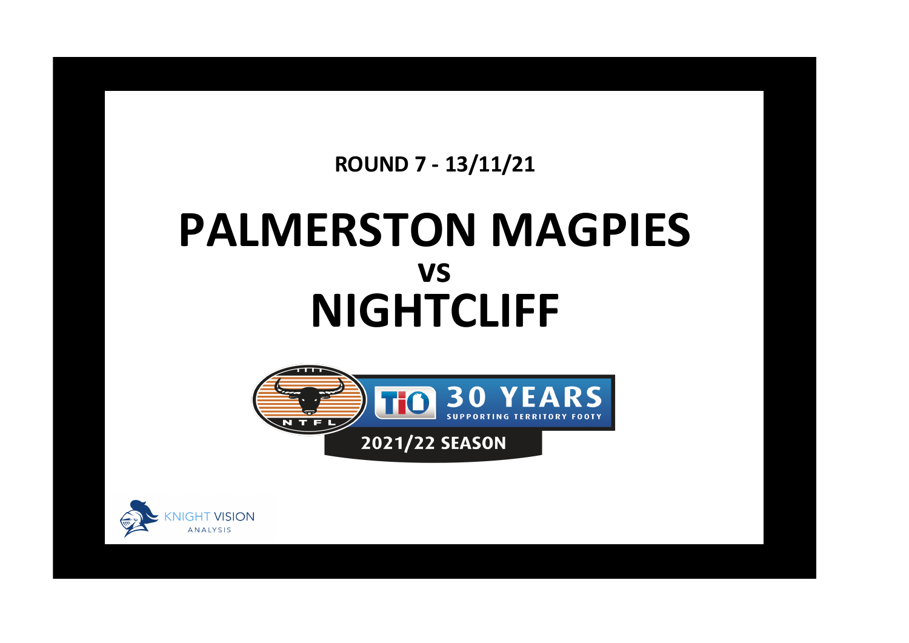**ROUND 7 - 13/11/21**

# PALMERSTON MAGPIES

## vs

# NIGHTCLIFF

NTFL

TIO 30 YEARS SUPPORTING TERRITORY FOOTY

2021/22 SEASON

KNIGHT VISION ANALYSIS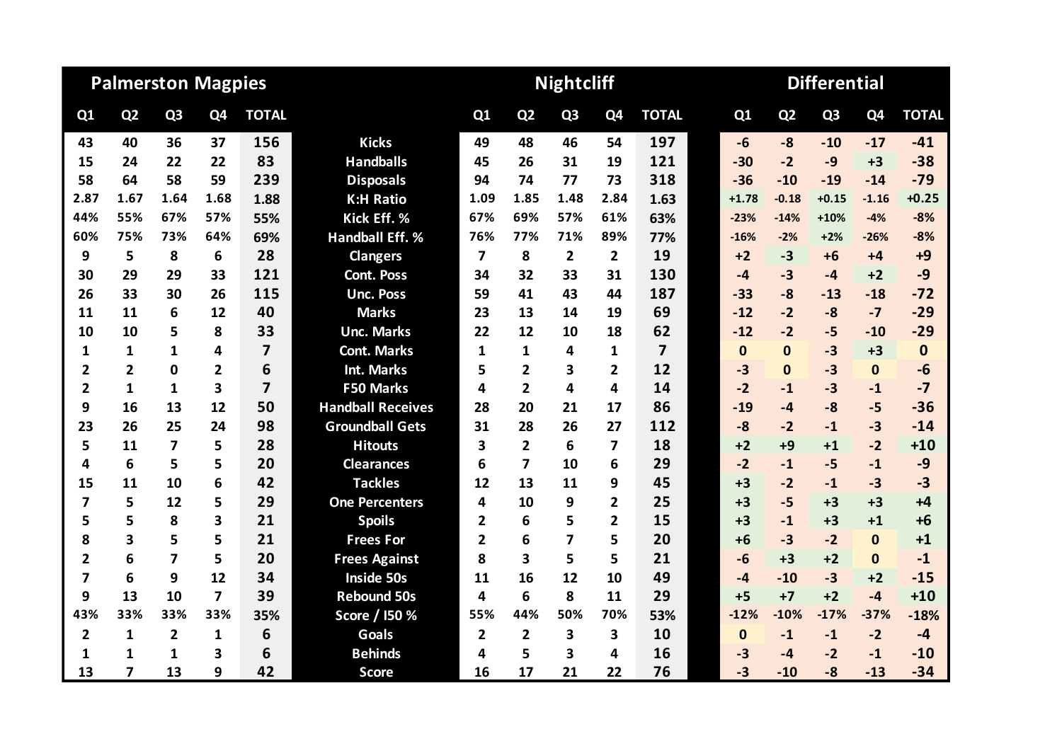| Palmerston Magpies | | | | | | Nightcliff | | | | | Differential | | | | |
|---|---|---|---|---|---|---|---|---|---|---|---|---|---|---|---|
| Q1 | Q2 | Q3 | Q4 | TOTAL | | Q1 | Q2 | Q3 | Q4 | TOTAL | Q1 | Q2 | Q3 | Q4 | TOTAL |
| 43 | 40 | 36 | 37 | 156 | Kicks | 49 | 48 | 46 | 54 | 197 | -6 | -8 | -10 | -17 | -41 |
| 15 | 24 | 22 | 22 | 83 | Handballs | 45 | 26 | 31 | 19 | 121 | -30 | -2 | -9 | +3 | -38 |
| 58 | 64 | 58 | 59 | 239 | Disposals | 94 | 74 | 77 | 73 | 318 | -36 | -10 | -19 | -14 | -79 |
| 2.87 | 1.67 | 1.64 | 1.68 | 1.88 | K:H Ratio | 1.09 | 1.85 | 1.48 | 2.84 | 1.63 | +1.78 | -0.18 | +0.15 | -1.16 | +0.25 |
| 44% | 55% | 67% | 57% | 55% | Kick Eff. % | 67% | 69% | 57% | 61% | 63% | -23% | -14% | +10% | -4% | -8% |
| 60% | 75% | 73% | 64% | 69% | Handball Eff. % | 76% | 77% | 71% | 89% | 77% | -16% | -2% | +2% | -26% | -8% |
| 9 | 5 | 8 | 6 | 28 | Clangers | 7 | 8 | 2 | 2 | 19 | +2 | -3 | +6 | +4 | +9 |
| 30 | 29 | 29 | 33 | 121 | Cont. Poss | 34 | 32 | 33 | 31 | 130 | -4 | -3 | -4 | +2 | -9 |
| 26 | 33 | 30 | 26 | 115 | Unc. Poss | 59 | 41 | 43 | 44 | 187 | -33 | -8 | -13 | -18 | -72 |
| 11 | 11 | 6 | 12 | 40 | Marks | 23 | 13 | 14 | 19 | 69 | -12 | -2 | -8 | -7 | -29 |
| 10 | 10 | 5 | 8 | 33 | Unc. Marks | 22 | 12 | 10 | 18 | 62 | -12 | -2 | -5 | -10 | -29 |
| 1 | 1 | 1 | 4 | 7 | Cont. Marks | 1 | 1 | 4 | 1 | 7 | 0 | 0 | -3 | +3 | 0 |
| 2 | 2 | 0 | 2 | 6 | Int. Marks | 5 | 2 | 3 | 2 | 12 | -3 | 0 | -3 | 0 | -6 |
| 2 | 1 | 1 | 3 | 7 | F50 Marks | 4 | 2 | 4 | 4 | 14 | -2 | -1 | -3 | -1 | -7 |
| 9 | 16 | 13 | 12 | 50 | Handball Receives | 28 | 20 | 21 | 17 | 86 | -19 | -4 | -8 | -5 | -36 |
| 23 | 26 | 25 | 24 | 98 | Groundball Gets | 31 | 28 | 26 | 27 | 112 | -8 | -2 | -1 | -3 | -14 |
| 5 | 11 | 7 | 5 | 28 | Hitouts | 3 | 2 | 6 | 7 | 18 | +2 | +9 | +1 | -2 | +10 |
| 4 | 6 | 5 | 5 | 20 | Clearances | 6 | 7 | 10 | 6 | 29 | -2 | -1 | -5 | -1 | -9 |
| 15 | 11 | 10 | 6 | 42 | Tackles | 12 | 13 | 11 | 9 | 45 | +3 | -2 | -1 | -3 | -3 |
| 7 | 5 | 12 | 5 | 29 | One Percenters | 4 | 10 | 9 | 2 | 25 | +3 | -5 | +3 | +3 | +4 |
| 5 | 5 | 8 | 3 | 21 | Spoils | 2 | 6 | 5 | 2 | 15 | +3 | -1 | +3 | +1 | +6 |
| 8 | 3 | 5 | 5 | 21 | Frees For | 2 | 6 | 7 | 5 | 20 | +6 | -3 | -2 | 0 | +1 |
| 2 | 6 | 7 | 5 | 20 | Frees Against | 8 | 3 | 5 | 5 | 21 | -6 | +3 | +2 | 0 | -1 |
| 7 | 6 | 9 | 12 | 34 | Inside 50s | 11 | 16 | 12 | 10 | 49 | -4 | -10 | -3 | +2 | -15 |
| 9 | 13 | 10 | 7 | 39 | Rebound 50s | 4 | 6 | 8 | 11 | 29 | +5 | +7 | +2 | -4 | +10 |
| 43% | 33% | 33% | 33% | 35% | Score / I50 % | 55% | 44% | 50% | 70% | 53% | -12% | -10% | -17% | -37% | -18% |
| 2 | 1 | 2 | 1 | 6 | Goals | 2 | 2 | 3 | 3 | 10 | 0 | -1 | -1 | -2 | -4 |
| 1 | 1 | 1 | 3 | 6 | Behinds | 4 | 5 | 3 | 4 | 16 | -3 | -4 | -2 | -1 | -10 |
| 13 | 7 | 13 | 9 | 42 | Score | 16 | 17 | 21 | 22 | 76 | -3 | -10 | -8 | -13 | -34 |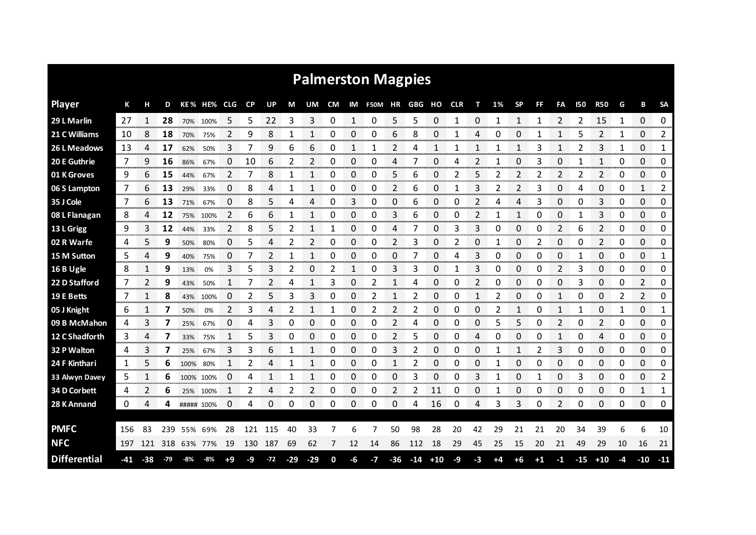# Palmerston Magpies

| Player | K | H | D | KE % | HE% | CLG | CP | UP | M | UM | CM | IM | F50M | HR | GBG | HO | CLR | T | 1% | SP | FF | FA | I50 | R50 | G | B | SA |
|---|---|---|---|---|---|---|---|---|---|---|---|---|---|---|---|---|---|---|---|---|---|---|---|---|---|---|---|
| 29 L Marlin | 27 | 1 | **28** | 70% | 100% | 5 | 5 | 22 | 3 | 3 | 0 | 1 | 0 | 5 | 5 | 0 | 1 | 0 | 1 | 1 | 1 | 2 | 2 | 15 | 1 | 0 | 0 |
| 21 C Williams | 10 | 8 | **18** | 70% | 75% | 2 | 9 | 8 | 1 | 1 | 0 | 0 | 0 | 6 | 8 | 0 | 1 | 4 | 0 | 0 | 1 | 1 | 5 | 2 | 1 | 0 | 2 |
| 26 L Meadows | 13 | 4 | **17** | 62% | 50% | 3 | 7 | 9 | 6 | 6 | 0 | 1 | 1 | 2 | 4 | 1 | 1 | 1 | 1 | 1 | 3 | 1 | 2 | 3 | 1 | 0 | 1 |
| 20 E Guthrie | 7 | 9 | **16** | 86% | 67% | 0 | 10 | 6 | 2 | 2 | 0 | 0 | 0 | 4 | 7 | 0 | 4 | 2 | 1 | 0 | 3 | 0 | 1 | 1 | 0 | 0 | 0 |
| 01 K Groves | 9 | 6 | **15** | 44% | 67% | 2 | 7 | 8 | 1 | 1 | 0 | 0 | 0 | 5 | 6 | 0 | 2 | 5 | 2 | 2 | 2 | 2 | 2 | 2 | 0 | 0 | 0 |
| 06 S Lampton | 7 | 6 | **13** | 29% | 33% | 0 | 8 | 4 | 1 | 1 | 0 | 0 | 0 | 2 | 6 | 0 | 1 | 3 | 2 | 2 | 3 | 0 | 4 | 0 | 0 | 1 | 2 |
| 35 J Cole | 7 | 6 | **13** | 71% | 67% | 0 | 8 | 5 | 4 | 4 | 0 | 3 | 0 | 0 | 6 | 0 | 0 | 2 | 4 | 4 | 3 | 0 | 0 | 3 | 0 | 0 | 0 |
| 08 L Flanagan | 8 | 4 | **12** | 75% | 100% | 2 | 6 | 6 | 1 | 1 | 0 | 0 | 0 | 3 | 6 | 0 | 0 | 2 | 1 | 1 | 0 | 0 | 1 | 3 | 0 | 0 | 0 |
| 13 L Grigg | 9 | 3 | **12** | 44% | 33% | 2 | 8 | 5 | 2 | 1 | 1 | 0 | 0 | 4 | 7 | 0 | 3 | 3 | 0 | 0 | 0 | 2 | 6 | 2 | 0 | 0 | 0 |
| 02 R Warfe | 4 | 5 | **9** | 50% | 80% | 0 | 5 | 4 | 2 | 2 | 0 | 0 | 0 | 2 | 3 | 0 | 2 | 0 | 1 | 0 | 2 | 0 | 0 | 2 | 0 | 0 | 0 |
| 15 M Sutton | 5 | 4 | **9** | 40% | 75% | 0 | 7 | 2 | 1 | 1 | 0 | 0 | 0 | 0 | 7 | 0 | 4 | 3 | 0 | 0 | 0 | 0 | 1 | 0 | 0 | 0 | 1 |
| 16 B Ugle | 8 | 1 | **9** | 13% | 0% | 3 | 5 | 3 | 2 | 0 | 2 | 1 | 0 | 3 | 3 | 0 | 1 | 3 | 0 | 0 | 0 | 2 | 3 | 0 | 0 | 0 | 0 |
| 22 D Stafford | 7 | 2 | **9** | 43% | 50% | 1 | 7 | 2 | 4 | 1 | 3 | 0 | 2 | 1 | 4 | 0 | 0 | 2 | 0 | 0 | 0 | 0 | 3 | 0 | 0 | 2 | 0 |
| 19 E Betts | 7 | 1 | **8** | 43% | 100% | 0 | 2 | 5 | 3 | 3 | 0 | 0 | 2 | 1 | 2 | 0 | 0 | 1 | 2 | 0 | 0 | 1 | 0 | 0 | 2 | 2 | 0 |
| 05 J Knight | 6 | 1 | **7** | 50% | 0% | 2 | 3 | 4 | 2 | 1 | 1 | 0 | 2 | 2 | 2 | 0 | 0 | 0 | 2 | 1 | 0 | 1 | 1 | 0 | 1 | 0 | 1 |
| 09 B McMahon | 4 | 3 | **7** | 25% | 67% | 0 | 4 | 3 | 0 | 0 | 0 | 0 | 0 | 2 | 4 | 0 | 0 | 0 | 5 | 5 | 0 | 2 | 0 | 2 | 0 | 0 | 0 |
| 12 C Shadforth | 3 | 4 | **7** | 33% | 75% | 1 | 5 | 3 | 0 | 0 | 0 | 0 | 0 | 2 | 5 | 0 | 0 | 4 | 0 | 0 | 0 | 1 | 0 | 4 | 0 | 0 | 0 |
| 32 P Walton | 4 | 3 | **7** | 25% | 67% | 3 | 3 | 6 | 1 | 1 | 0 | 0 | 0 | 3 | 2 | 0 | 0 | 0 | 1 | 1 | 2 | 3 | 0 | 0 | 0 | 0 | 0 |
| 24 F Kinthari | 1 | 5 | **6** | 100% | 80% | 1 | 2 | 4 | 1 | 1 | 0 | 0 | 0 | 1 | 2 | 0 | 0 | 0 | 1 | 0 | 0 | 0 | 0 | 0 | 0 | 0 | 0 |
| 33 Alwyn Davey | 5 | 1 | **6** | 100% | 100% | 0 | 4 | 1 | 1 | 1 | 0 | 0 | 0 | 0 | 3 | 0 | 0 | 3 | 1 | 0 | 1 | 0 | 3 | 0 | 0 | 0 | 2 |
| 34 D Corbett | 4 | 2 | **6** | 25% | 100% | 1 | 2 | 4 | 2 | 2 | 0 | 0 | 0 | 2 | 2 | 11 | 0 | 0 | 1 | 0 | 0 | 0 | 0 | 0 | 0 | 1 | 1 |
| 28 K Annand | 0 | 4 | **4** | ##### | 100% | 0 | 4 | 0 | 0 | 0 | 0 | 0 | 0 | 0 | 4 | 16 | 0 | 4 | 3 | 3 | 0 | 2 | 0 | 0 | 0 | 0 | 0 |
| **PMFC** | 156 | 83 | 239 | 55% | 69% | 28 | 121 | 115 | 40 | 33 | 7 | 6 | 7 | 50 | 98 | 28 | 20 | 42 | 29 | 21 | 21 | 20 | 34 | 39 | 6 | 6 | 10 |
| **NFC** | 197 | 121 | 318 | 63% | 77% | 19 | 130 | 187 | 69 | 62 | 7 | 12 | 14 | 86 | 112 | 18 | 29 | 45 | 25 | 15 | 20 | 21 | 49 | 29 | 10 | 16 | 21 |
| **Differential** | -41 | -38 | -79 | -8% | -8% | +9 | -9 | -72 | -29 | -29 | 0 | -6 | -7 | -36 | -14 | +10 | -9 | -3 | +4 | +6 | +1 | -1 | -15 | +10 | -4 | -10 | -11 |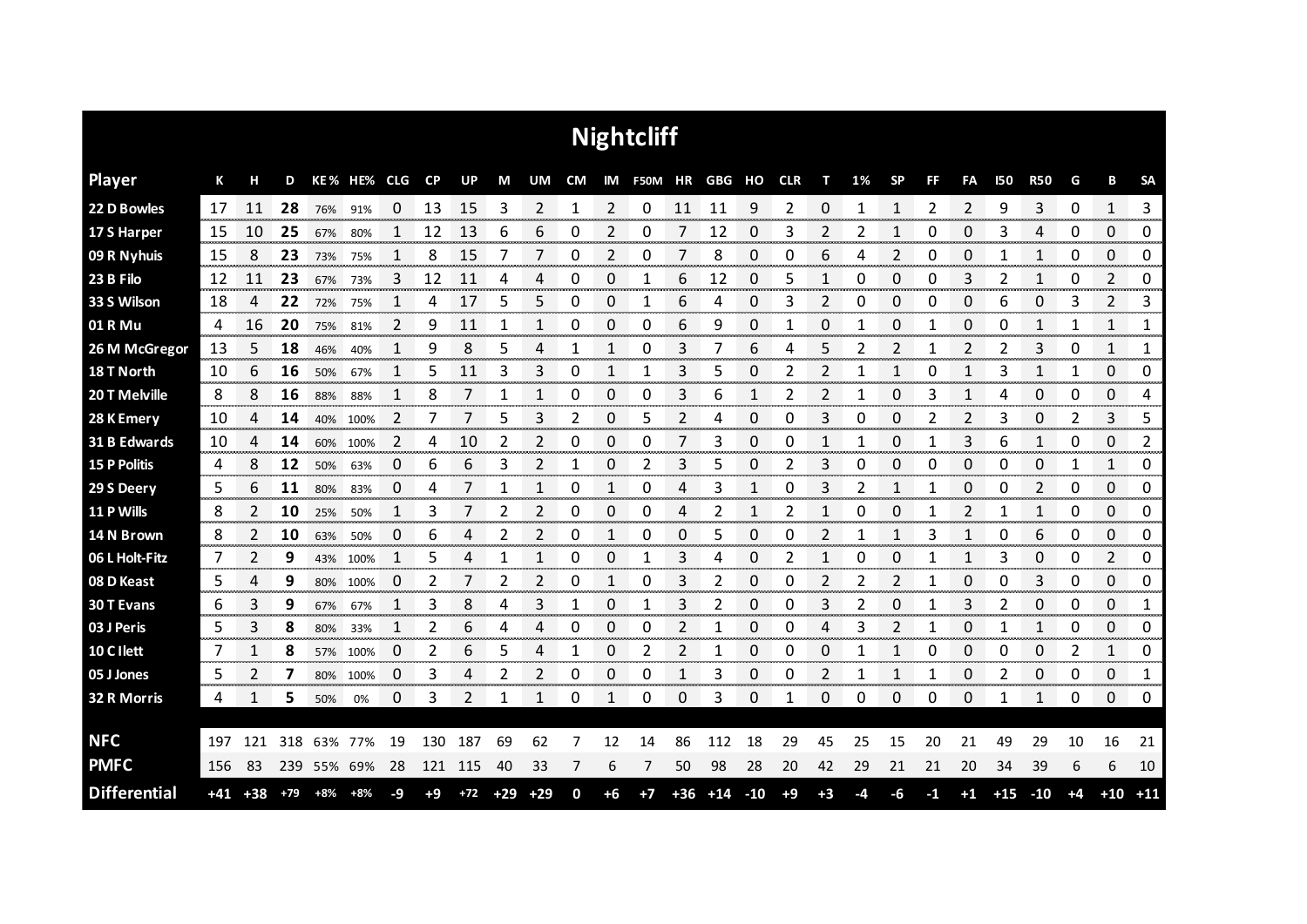# Nightcliff

| Player | K | H | D | KE % | HE% | CLG | CP | UP | M | UM | CM | IM | F50M | HR | GBG | HO | CLR | T | 1% | SP | FF | FA | I50 | R50 | G | B | SA |
|---|---|---|---|---|---|---|---|---|---|---|---|---|---|---|---|---|---|---|---|---|---|---|---|---|---|---|---|
| 22 D Bowles | 17 | 11 | **28** | 76% | 91% | 0 | 13 | 15 | 3 | 2 | 1 | 2 | 0 | 11 | 11 | 9 | 2 | 0 | 1 | 1 | 2 | 2 | 9 | 3 | 0 | 1 | 3 |
| 17 S Harper | 15 | 10 | **25** | 67% | 80% | 1 | 12 | 13 | 6 | 6 | 0 | 2 | 0 | 7 | 12 | 0 | 3 | 2 | 2 | 1 | 0 | 0 | 3 | 4 | 0 | 0 | 0 |
| 09 R Nyhuis | 15 | 8 | **23** | 73% | 75% | 1 | 8 | 15 | 7 | 7 | 0 | 2 | 0 | 7 | 8 | 0 | 0 | 6 | 4 | 2 | 0 | 0 | 1 | 1 | 0 | 0 | 0 |
| 23 B Filo | 12 | 11 | **23** | 67% | 73% | 3 | 12 | 11 | 4 | 4 | 0 | 0 | 1 | 6 | 12 | 0 | 5 | 1 | 0 | 0 | 0 | 3 | 2 | 1 | 0 | 2 | 0 |
| 33 S Wilson | 18 | 4 | **22** | 72% | 75% | 1 | 4 | 17 | 5 | 5 | 0 | 0 | 1 | 6 | 4 | 0 | 3 | 2 | 0 | 0 | 0 | 0 | 6 | 0 | 3 | 2 | 3 |
| 01 R Mu | 4 | 16 | **20** | 75% | 81% | 2 | 9 | 11 | 1 | 1 | 0 | 0 | 0 | 6 | 9 | 0 | 1 | 0 | 1 | 0 | 1 | 0 | 0 | 1 | 1 | 1 | 1 |
| 26 M McGregor | 13 | 5 | **18** | 46% | 40% | 1 | 9 | 8 | 5 | 4 | 1 | 1 | 0 | 3 | 7 | 6 | 4 | 5 | 2 | 2 | 1 | 2 | 2 | 3 | 0 | 1 | 1 |
| 18 T North | 10 | 6 | **16** | 50% | 67% | 1 | 5 | 11 | 3 | 3 | 0 | 1 | 1 | 3 | 5 | 0 | 2 | 2 | 1 | 1 | 0 | 1 | 3 | 1 | 1 | 0 | 0 |
| 20 T Melville | 8 | 8 | **16** | 88% | 88% | 1 | 8 | 7 | 1 | 1 | 0 | 0 | 0 | 3 | 6 | 1 | 2 | 2 | 1 | 0 | 3 | 1 | 4 | 0 | 0 | 0 | 4 |
| 28 K Emery | 10 | 4 | **14** | 40% | 100% | 2 | 7 | 7 | 5 | 3 | 2 | 0 | 5 | 2 | 4 | 0 | 0 | 3 | 0 | 0 | 2 | 2 | 3 | 0 | 2 | 3 | 5 |
| 31 B Edwards | 10 | 4 | **14** | 60% | 100% | 2 | 4 | 10 | 2 | 2 | 0 | 0 | 0 | 7 | 3 | 0 | 0 | 1 | 1 | 0 | 1 | 3 | 6 | 1 | 0 | 0 | 2 |
| 15 P Politis | 4 | 8 | **12** | 50% | 63% | 0 | 6 | 6 | 3 | 2 | 1 | 0 | 2 | 3 | 5 | 0 | 2 | 3 | 0 | 0 | 0 | 0 | 0 | 0 | 1 | 1 | 0 |
| 29 S Deery | 5 | 6 | **11** | 80% | 83% | 0 | 4 | 7 | 1 | 1 | 0 | 1 | 0 | 4 | 3 | 1 | 0 | 3 | 2 | 1 | 1 | 0 | 0 | 2 | 0 | 0 | 0 |
| 11 P Wills | 8 | 2 | **10** | 25% | 50% | 1 | 3 | 7 | 2 | 2 | 0 | 0 | 0 | 4 | 2 | 1 | 2 | 1 | 0 | 0 | 1 | 2 | 1 | 1 | 0 | 0 | 0 |
| 14 N Brown | 8 | 2 | **10** | 63% | 50% | 0 | 6 | 4 | 2 | 2 | 0 | 1 | 0 | 0 | 5 | 0 | 0 | 2 | 1 | 1 | 3 | 1 | 0 | 6 | 0 | 0 | 0 |
| 06 L Holt-Fitz | 7 | 2 | **9** | 43% | 100% | 1 | 5 | 4 | 1 | 1 | 0 | 0 | 1 | 3 | 4 | 0 | 2 | 1 | 0 | 0 | 1 | 1 | 3 | 0 | 0 | 2 | 0 |
| 08 D Keast | 5 | 4 | **9** | 80% | 100% | 0 | 2 | 7 | 2 | 2 | 0 | 1 | 0 | 3 | 2 | 0 | 0 | 2 | 2 | 2 | 1 | 0 | 0 | 3 | 0 | 0 | 0 |
| 30 T Evans | 6 | 3 | **9** | 67% | 67% | 1 | 3 | 8 | 4 | 3 | 1 | 0 | 1 | 3 | 2 | 0 | 0 | 3 | 2 | 0 | 1 | 3 | 2 | 0 | 0 | 0 | 1 |
| 03 J Peris | 5 | 3 | **8** | 80% | 33% | 1 | 2 | 6 | 4 | 4 | 0 | 0 | 0 | 2 | 1 | 0 | 0 | 4 | 3 | 2 | 1 | 0 | 1 | 1 | 0 | 0 | 0 |
| 10 C Ilett | 7 | 1 | **8** | 57% | 100% | 0 | 2 | 6 | 5 | 4 | 1 | 0 | 2 | 2 | 1 | 0 | 0 | 0 | 1 | 1 | 0 | 0 | 0 | 0 | 2 | 1 | 0 |
| 05 J Jones | 5 | 2 | **7** | 80% | 100% | 0 | 3 | 4 | 2 | 2 | 0 | 0 | 0 | 1 | 3 | 0 | 0 | 2 | 1 | 1 | 1 | 0 | 2 | 0 | 0 | 0 | 1 |
| 32 R Morris | 4 | 1 | **5** | 50% | 0% | 0 | 3 | 2 | 1 | 1 | 0 | 1 | 0 | 0 | 3 | 0 | 1 | 0 | 0 | 0 | 0 | 0 | 1 | 1 | 0 | 0 | 0 |
| **NFC** | 197 | 121 | 318 | 63% | 77% | 19 | 130 | 187 | 69 | 62 | 7 | 12 | 14 | 86 | 112 | 18 | 29 | 45 | 25 | 15 | 20 | 21 | 49 | 29 | 10 | 16 | 21 |
| **PMFC** | 156 | 83 | 239 | 55% | 69% | 28 | 121 | 115 | 40 | 33 | 7 | 6 | 7 | 50 | 98 | 28 | 20 | 42 | 29 | 21 | 21 | 20 | 34 | 39 | 6 | 6 | 10 |
| **Differential** | +41 | +38 | +79 | +8% | +8% | -9 | +9 | +72 | +29 | +29 | 0 | +6 | +7 | +36 | +14 | -10 | +9 | +3 | -4 | -6 | -1 | +1 | +15 | -10 | +4 | +10 | +11 |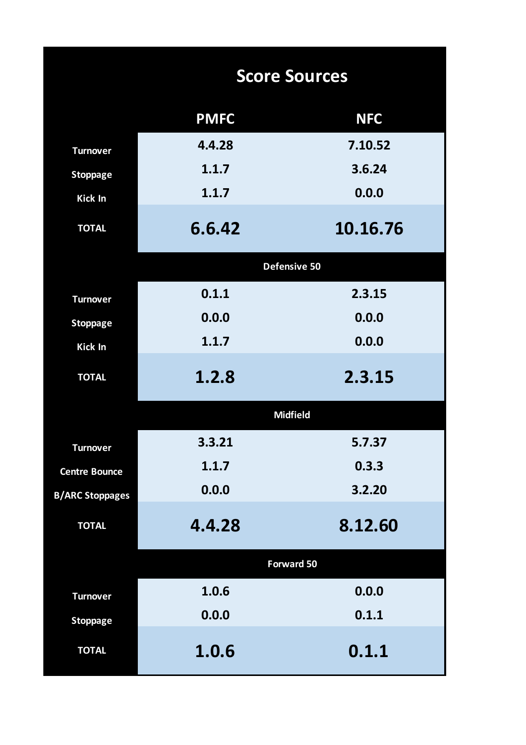# Score Sources

| | PMFC | NFC |
|---|---|---|
| Turnover | 4.4.28 | 7.10.52 |
| Stoppage | 1.1.7 | 3.6.24 |
| Kick In | 1.1.7 | 0.0.0 |
| **TOTAL** | **6.6.42** | **10.16.76** |
| **Defensive 50** | | |
| Turnover | 0.1.1 | 2.3.15 |
| Stoppage | 0.0.0 | 0.0.0 |
| Kick In | 1.1.7 | 0.0.0 |
| **TOTAL** | **1.2.8** | **2.3.15** |
| **Midfield** | | |
| Turnover | 3.3.21 | 5.7.37 |
| Centre Bounce | 1.1.7 | 0.3.3 |
| B/ARC Stoppages | 0.0.0 | 3.2.20 |
| **TOTAL** | **4.4.28** | **8.12.60** |
| **Forward 50** | | |
| Turnover | 1.0.6 | 0.0.0 |
| Stoppage | 0.0.0 | 0.1.1 |
| **TOTAL** | **1.0.6** | **0.1.1** |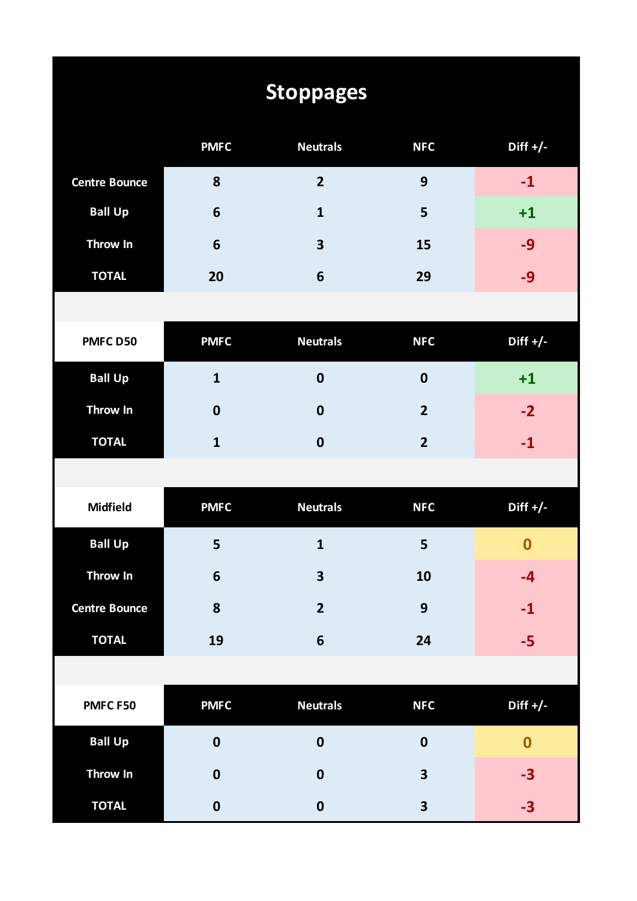# Stoppages

| | PMFC | Neutrals | NFC | Diff +/- |
|---|---|---|---|---|
| Centre Bounce | 8 | 2 | 9 | -1 |
| Ball Up | 6 | 1 | 5 | +1 |
| Throw In | 6 | 3 | 15 | -9 |
| TOTAL | 20 | 6 | 29 | -9 |

| PMFC D50 | PMFC | Neutrals | NFC | Diff +/- |
|---|---|---|---|---|
| Ball Up | 1 | 0 | 0 | +1 |
| Throw In | 0 | 0 | 2 | -2 |
| TOTAL | 1 | 0 | 2 | -1 |

| Midfield | PMFC | Neutrals | NFC | Diff +/- |
|---|---|---|---|---|
| Ball Up | 5 | 1 | 5 | 0 |
| Throw In | 6 | 3 | 10 | -4 |
| Centre Bounce | 8 | 2 | 9 | -1 |
| TOTAL | 19 | 6 | 24 | -5 |

| PMFC F50 | PMFC | Neutrals | NFC | Diff +/- |
|---|---|---|---|---|
| Ball Up | 0 | 0 | 0 | 0 |
| Throw In | 0 | 0 | 3 | -3 |
| TOTAL | 0 | 0 | 3 | -3 |